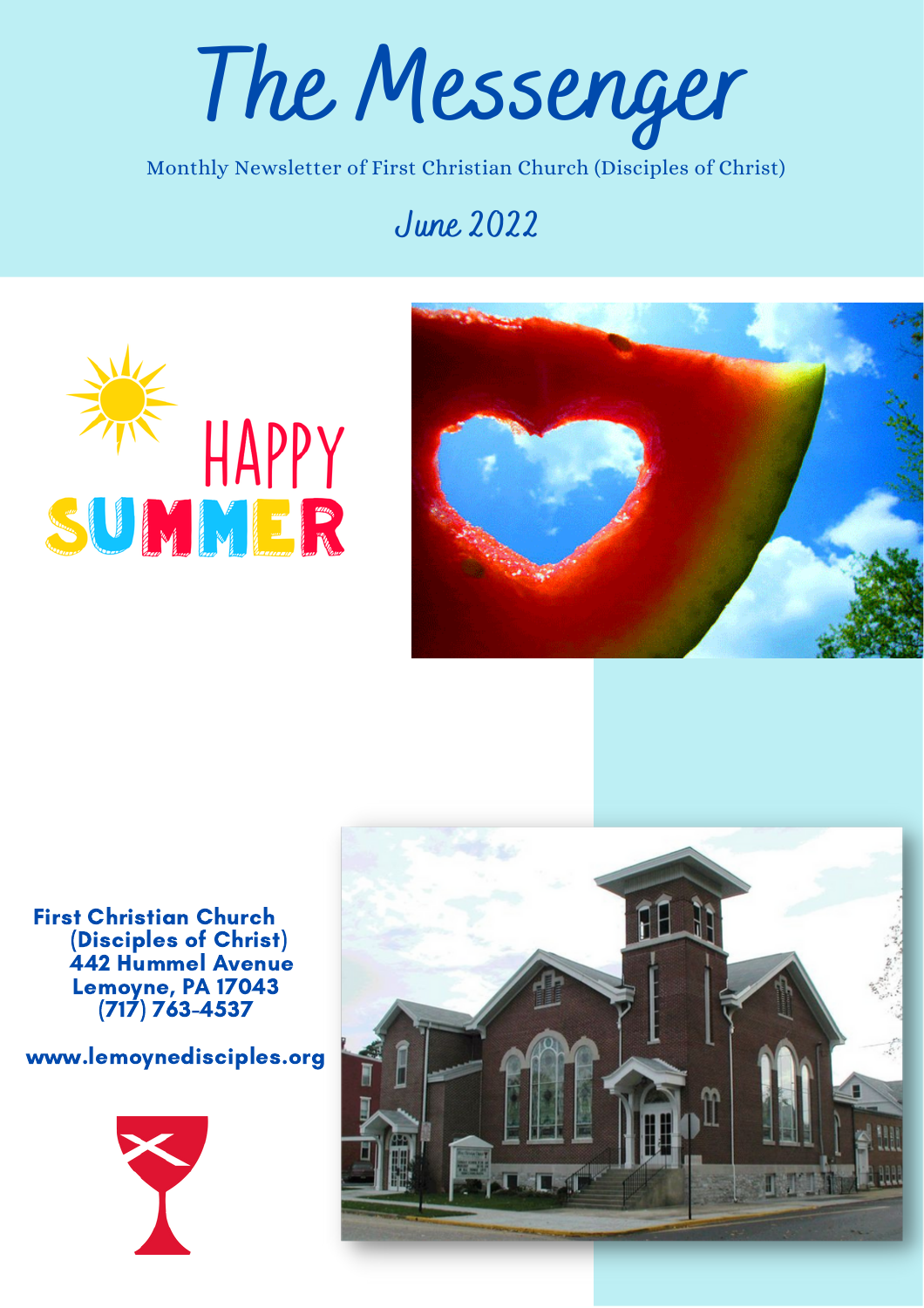# The Messenger

Monthly Newsletter of First Christian Church (Disciples of Christ)

## June 2022

HAPPY SUMMER

**First Christian Church (Disciples of Christ)**
**442 Hummel Avenue**
**Lemoyne, PA 17043**
**(717) 763-4537**

**www.lemoynedisciples.org**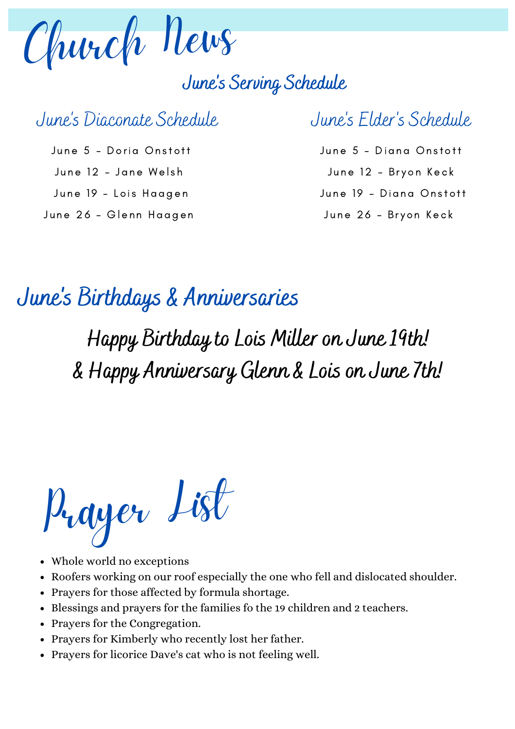# Church News

## June's Serving Schedule

### June's Diaconate Schedule

June 5 - Doria Onstott

June 12 - Jane Welsh

June 19 - Lois Haagen

June 26 - Glenn Haagen

### June's Elder's Schedule

June 5 - Diana Onstott

June 12 - Bryon Keck

June 19 - Diana Onstott

June 26 - Bryon Keck

## June's Birthdays & Anniversaries

Happy Birthday to Lois Miller on June 19th!

& Happy Anniversary Glenn & Lois on June 7th!

# Prayer List

- Whole world no exceptions
- Roofers working on our roof especially the one who fell and dislocated shoulder.
- Prayers for those affected by formula shortage.
- Blessings and prayers for the families fo the 19 children and 2 teachers.
- Prayers for the Congregation.
- Prayers for Kimberly who recently lost her father.
- Prayers for licorice Dave's cat who is not feeling well.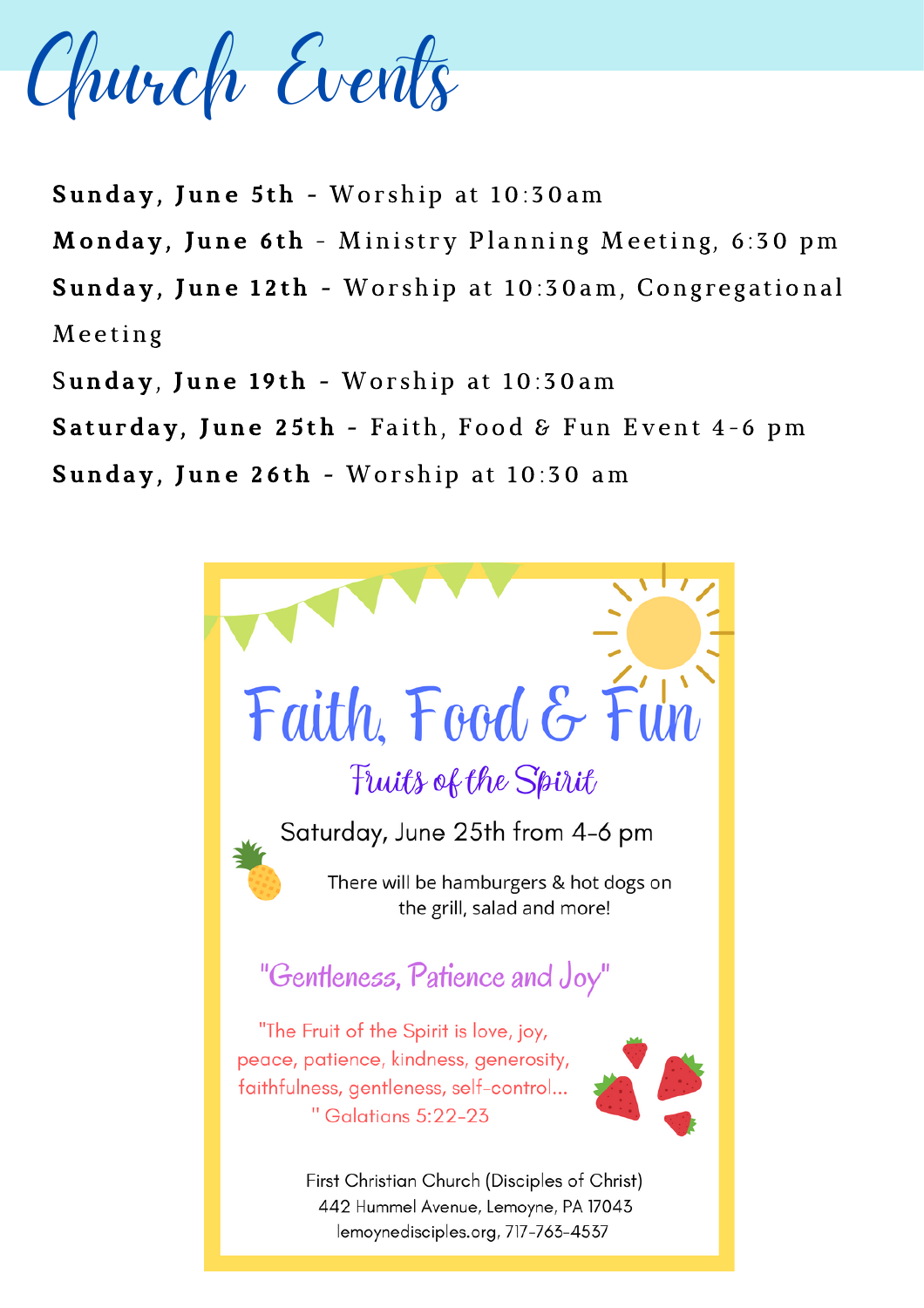# Church Events

**Sunday, June 5th** - Worship at 10:30am

**Monday, June 6th** - Ministry Planning Meeting, 6:30 pm

**Sunday, June 12th** - Worship at 10:30am, Congregational Meeting

Sunday, **June 19th** - Worship at 10:30am

**Saturday, June 25th** - Faith, Food & Fun Event 4-6 pm

**Sunday, June 26th** - Worship at 10:30 am

## Faith, Food & Fun

### Fruits of the Spirit

Saturday, June 25th from 4-6 pm

There will be hamburgers & hot dogs on the grill, salad and more!

### "Gentleness, Patience and Joy"

"The Fruit of the Spirit is love, joy, peace, patience, kindness, generosity, faithfulness, gentleness, self-control... " Galatians 5:22-23

First Christian Church (Disciples of Christ)
442 Hummel Avenue, Lemoyne, PA 17043
lemoynedisciples.org, 717-763-4537